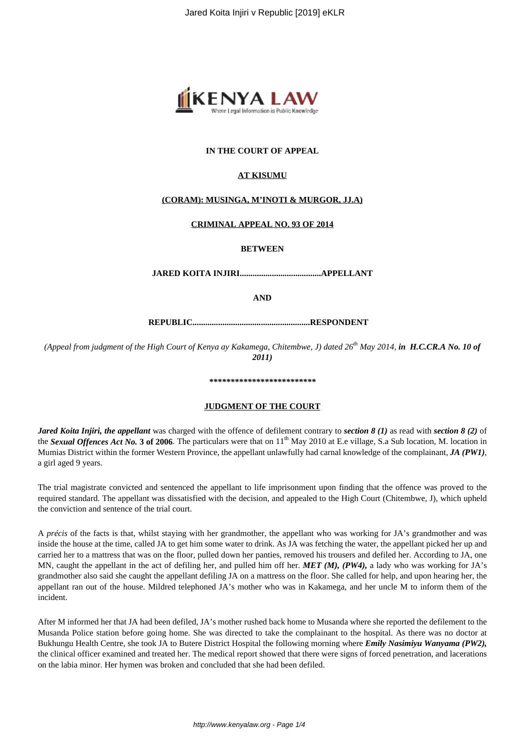**IN THE COURT OF APPEAL**

**AT KISUMU**

**(CORAM): MUSINGA, M'INOTI & MURGOR, JJ.A)**

**CRIMINAL APPEAL NO. 93 OF 2014**

**BETWEEN**

**JARED KOITA INJIRI.....................................APPELLANT**

**AND**

**REPUBLIC......................................................RESPONDENT**

*(Appeal from judgment of the High Court of Kenya ay Kakamega, Chitembwe, J) dated 26th May 2014, **in H.C.CR.A No. 10 of 2011)***

**************************

**JUDGMENT OF THE COURT**

***Jared Koita Injiri, the appellant*** was charged with the offence of defilement contrary to ***section 8 (1)*** as read with ***section 8 (2)*** of the ***Sexual Offences Act No.*** **3 of 2006**. The particulars were that on 11th May 2010 at E.e village, S.a Sub location, M. location in Mumias District within the former Western Province, the appellant unlawfully had carnal knowledge of the complainant, ***JA (PW1)***, a girl aged 9 years.

The trial magistrate convicted and sentenced the appellant to life imprisonment upon finding that the offence was proved to the required standard. The appellant was dissatisfied with the decision, and appealed to the High Court (Chitembwe, J), which upheld the conviction and sentence of the trial court.

A *précis* of the facts is that, whilst staying with her grandmother, the appellant who was working for JA's grandmother and was inside the house at the time, called JA to get him some water to drink. As JA was fetching the water, the appellant picked her up and carried her to a mattress that was on the floor, pulled down her panties, removed his trousers and defiled her. According to JA, one MN, caught the appellant in the act of defiling her, and pulled him off her. ***MET (M), (PW4),*** a lady who was working for JA's grandmother also said she caught the appellant defiling JA on a mattress on the floor. She called for help, and upon hearing her, the appellant ran out of the house. Mildred telephoned JA's mother who was in Kakamega, and her uncle M to inform them of the incident.

After M informed her that JA had been defiled, JA's mother rushed back home to Musanda where she reported the defilement to the Musanda Police station before going home. She was directed to take the complainant to the hospital. As there was no doctor at Bukhungu Health Centre, she took JA to Butere District Hospital the following morning where ***Emily Nasimiyu Wanyama (PW2),*** the clinical officer examined and treated her. The medical report showed that there were signs of forced penetration, and lacerations on the labia minor. Her hymen was broken and concluded that she had been defiled.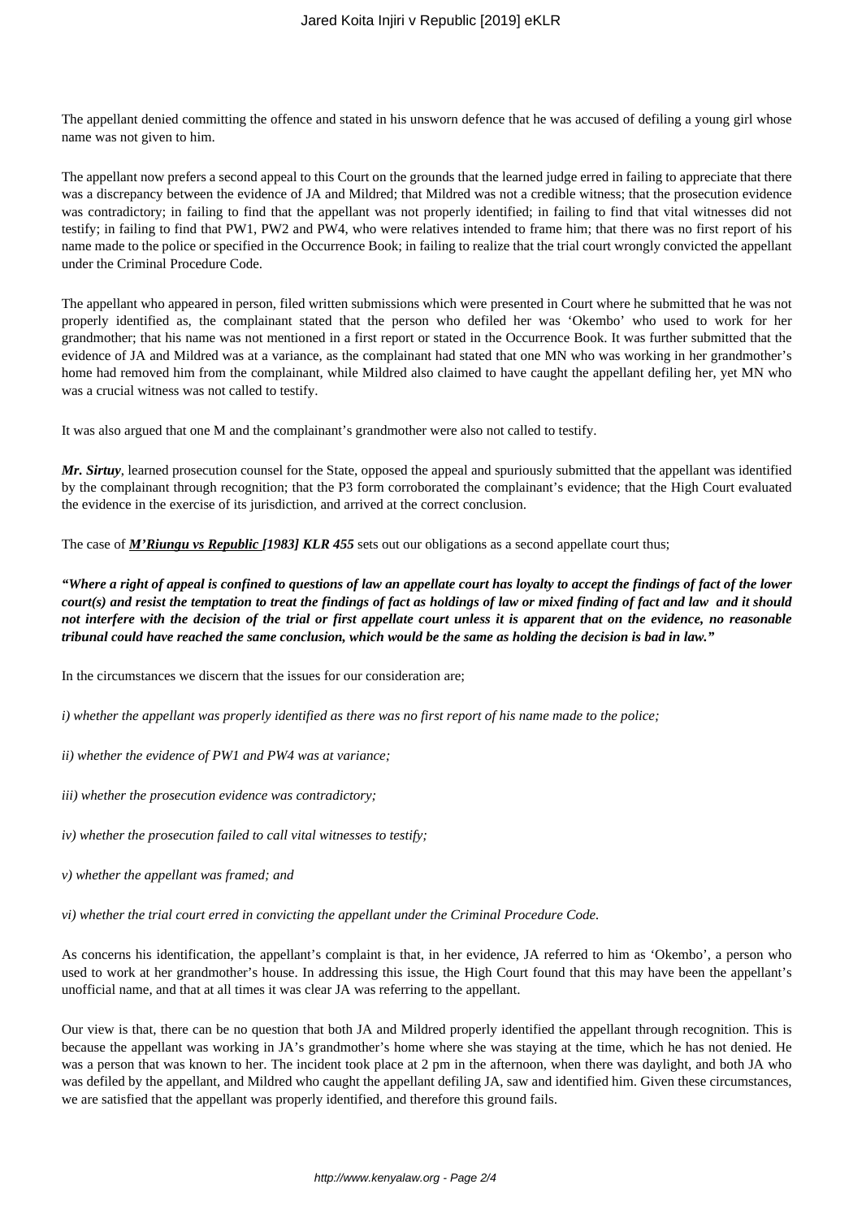The appellant denied committing the offence and stated in his unsworn defence that he was accused of defiling a young girl whose name was not given to him.

The appellant now prefers a second appeal to this Court on the grounds that the learned judge erred in failing to appreciate that there was a discrepancy between the evidence of JA and Mildred; that Mildred was not a credible witness; that the prosecution evidence was contradictory; in failing to find that the appellant was not properly identified; in failing to find that vital witnesses did not testify; in failing to find that PW1, PW2 and PW4, who were relatives intended to frame him; that there was no first report of his name made to the police or specified in the Occurrence Book; in failing to realize that the trial court wrongly convicted the appellant under the Criminal Procedure Code.

The appellant who appeared in person, filed written submissions which were presented in Court where he submitted that he was not properly identified as, the complainant stated that the person who defiled her was 'Okembo' who used to work for her grandmother; that his name was not mentioned in a first report or stated in the Occurrence Book. It was further submitted that the evidence of JA and Mildred was at a variance, as the complainant had stated that one MN who was working in her grandmother's home had removed him from the complainant, while Mildred also claimed to have caught the appellant defiling her, yet MN who was a crucial witness was not called to testify.

It was also argued that one M and the complainant's grandmother were also not called to testify.

***Mr. Sirtuy***, learned prosecution counsel for the State, opposed the appeal and spuriously submitted that the appellant was identified by the complainant through recognition; that the P3 form corroborated the complainant's evidence; that the High Court evaluated the evidence in the exercise of its jurisdiction, and arrived at the correct conclusion.

The case of ***M'Riungu vs Republic [1983] KLR 455*** sets out our obligations as a second appellate court thus;

***"Where a right of appeal is confined to questions of law an appellate court has loyalty to accept the findings of fact of the lower court(s) and resist the temptation to treat the findings of fact as holdings of law or mixed finding of fact and law and it should not interfere with the decision of the trial or first appellate court unless it is apparent that on the evidence, no reasonable tribunal could have reached the same conclusion, which would be the same as holding the decision is bad in law."***

In the circumstances we discern that the issues for our consideration are;

*i) whether the appellant was properly identified as there was no first report of his name made to the police;*

*ii) whether the evidence of PW1 and PW4 was at variance;*

*iii) whether the prosecution evidence was contradictory;*

*iv) whether the prosecution failed to call vital witnesses to testify;*

*v) whether the appellant was framed; and*

*vi) whether the trial court erred in convicting the appellant under the Criminal Procedure Code.*

As concerns his identification, the appellant's complaint is that, in her evidence, JA referred to him as 'Okembo', a person who used to work at her grandmother's house. In addressing this issue, the High Court found that this may have been the appellant's unofficial name, and that at all times it was clear JA was referring to the appellant.

Our view is that, there can be no question that both JA and Mildred properly identified the appellant through recognition. This is because the appellant was working in JA's grandmother's home where she was staying at the time, which he has not denied. He was a person that was known to her. The incident took place at 2 pm in the afternoon, when there was daylight, and both JA who was defiled by the appellant, and Mildred who caught the appellant defiling JA, saw and identified him. Given these circumstances, we are satisfied that the appellant was properly identified, and therefore this ground fails.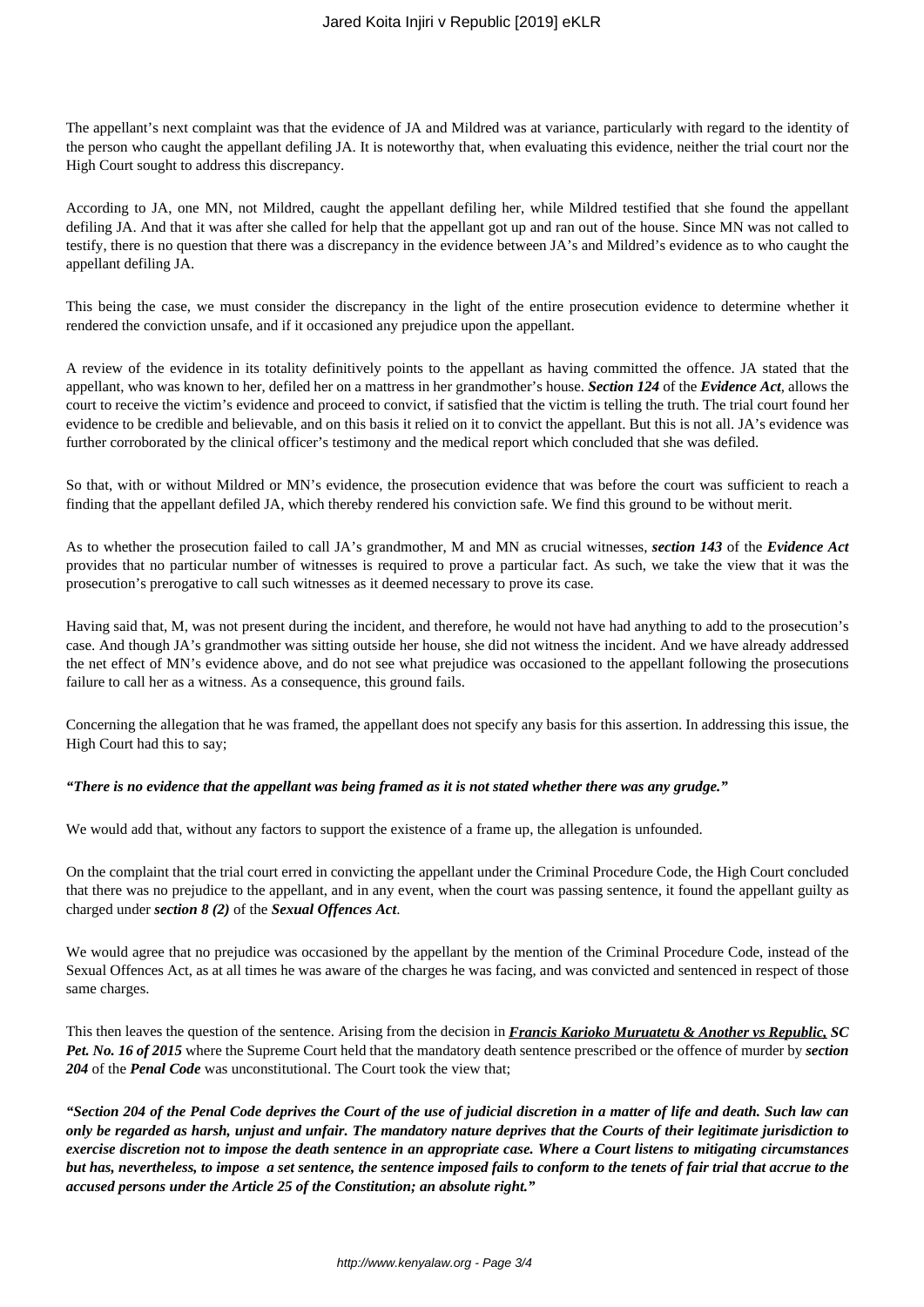The appellant's next complaint was that the evidence of JA and Mildred was at variance, particularly with regard to the identity of the person who caught the appellant defiling JA. It is noteworthy that, when evaluating this evidence, neither the trial court nor the High Court sought to address this discrepancy.

According to JA, one MN, not Mildred, caught the appellant defiling her, while Mildred testified that she found the appellant defiling JA. And that it was after she called for help that the appellant got up and ran out of the house. Since MN was not called to testify, there is no question that there was a discrepancy in the evidence between JA's and Mildred's evidence as to who caught the appellant defiling JA.

This being the case, we must consider the discrepancy in the light of the entire prosecution evidence to determine whether it rendered the conviction unsafe, and if it occasioned any prejudice upon the appellant.

A review of the evidence in its totality definitively points to the appellant as having committed the offence. JA stated that the appellant, who was known to her, defiled her on a mattress in her grandmother's house. ***Section 124*** of the ***Evidence Act***, allows the court to receive the victim's evidence and proceed to convict, if satisfied that the victim is telling the truth. The trial court found her evidence to be credible and believable, and on this basis it relied on it to convict the appellant. But this is not all. JA's evidence was further corroborated by the clinical officer's testimony and the medical report which concluded that she was defiled.

So that, with or without Mildred or MN's evidence, the prosecution evidence that was before the court was sufficient to reach a finding that the appellant defiled JA, which thereby rendered his conviction safe. We find this ground to be without merit.

As to whether the prosecution failed to call JA's grandmother, M and MN as crucial witnesses, ***section 143*** of the ***Evidence Act*** provides that no particular number of witnesses is required to prove a particular fact. As such, we take the view that it was the prosecution's prerogative to call such witnesses as it deemed necessary to prove its case.

Having said that, M, was not present during the incident, and therefore, he would not have had anything to add to the prosecution's case. And though JA's grandmother was sitting outside her house, she did not witness the incident. And we have already addressed the net effect of MN's evidence above, and do not see what prejudice was occasioned to the appellant following the prosecutions failure to call her as a witness. As a consequence, this ground fails.

Concerning the allegation that he was framed, the appellant does not specify any basis for this assertion. In addressing this issue, the High Court had this to say;

***"There is no evidence that the appellant was being framed as it is not stated whether there was any grudge."***

We would add that, without any factors to support the existence of a frame up, the allegation is unfounded.

On the complaint that the trial court erred in convicting the appellant under the Criminal Procedure Code, the High Court concluded that there was no prejudice to the appellant, and in any event, when the court was passing sentence, it found the appellant guilty as charged under ***section 8 (2)*** of the ***Sexual Offences Act***.

We would agree that no prejudice was occasioned by the appellant by the mention of the Criminal Procedure Code, instead of the Sexual Offences Act, as at all times he was aware of the charges he was facing, and was convicted and sentenced in respect of those same charges.

This then leaves the question of the sentence. Arising from the decision in ***Francis Karioko Muruatetu & Another vs Republic, SC Pet. No. 16 of 2015*** where the Supreme Court held that the mandatory death sentence prescribed or the offence of murder by ***section 204*** of the ***Penal Code*** was unconstitutional. The Court took the view that;

***"Section 204 of the Penal Code deprives the Court of the use of judicial discretion in a matter of life and death. Such law can only be regarded as harsh, unjust and unfair. The mandatory nature deprives that the Courts of their legitimate jurisdiction to exercise discretion not to impose the death sentence in an appropriate case. Where a Court listens to mitigating circumstances but has, nevertheless, to impose a set sentence, the sentence imposed fails to conform to the tenets of fair trial that accrue to the accused persons under the Article 25 of the Constitution; an absolute right."***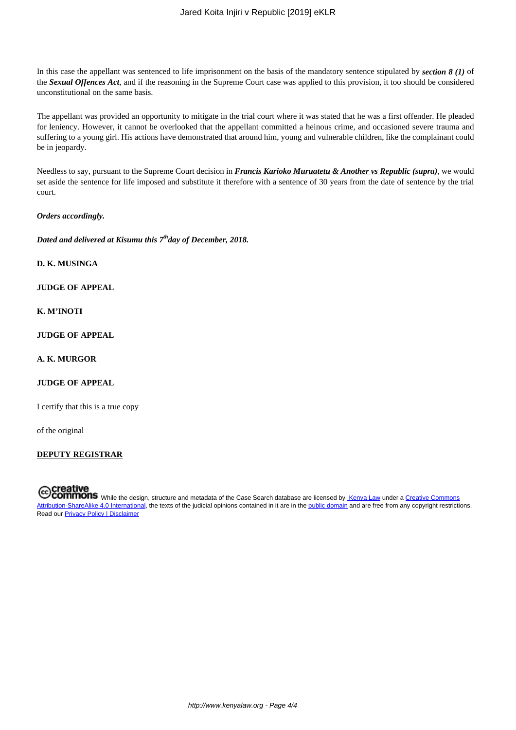In this case the appellant was sentenced to life imprisonment on the basis of the mandatory sentence stipulated by ***section 8 (1)*** of the ***Sexual Offences Act***, and if the reasoning in the Supreme Court case was applied to this provision, it too should be considered unconstitutional on the same basis.

The appellant was provided an opportunity to mitigate in the trial court where it was stated that he was a first offender. He pleaded for leniency. However, it cannot be overlooked that the appellant committed a heinous crime, and occasioned severe trauma and suffering to a young girl. His actions have demonstrated that around him, young and vulnerable children, like the complainant could be in jeopardy.

Needless to say, pursuant to the Supreme Court decision in ***Francis Karioko Muruatetu & Another vs Republic*** ***(supra)***, we would set aside the sentence for life imposed and substitute it therefore with a sentence of 30 years from the date of sentence by the trial court.

***Orders accordingly.***

***Dated and delivered at Kisumu this 7th day of December, 2018.***

**D. K. MUSINGA**

**JUDGE OF APPEAL**

**K. M'INOTI**

**JUDGE OF APPEAL**

**A. K. MURGOR**

**JUDGE OF APPEAL**

I certify that this is a true copy

of the original

**DEPUTY REGISTRAR**

While the design, structure and metadata of the Case Search database are licensed by Kenya Law under a Creative Commons Attribution-ShareAlike 4.0 International, the texts of the judicial opinions contained in it are in the public domain and are free from any copyright restrictions. Read our Privacy Policy | Disclaimer